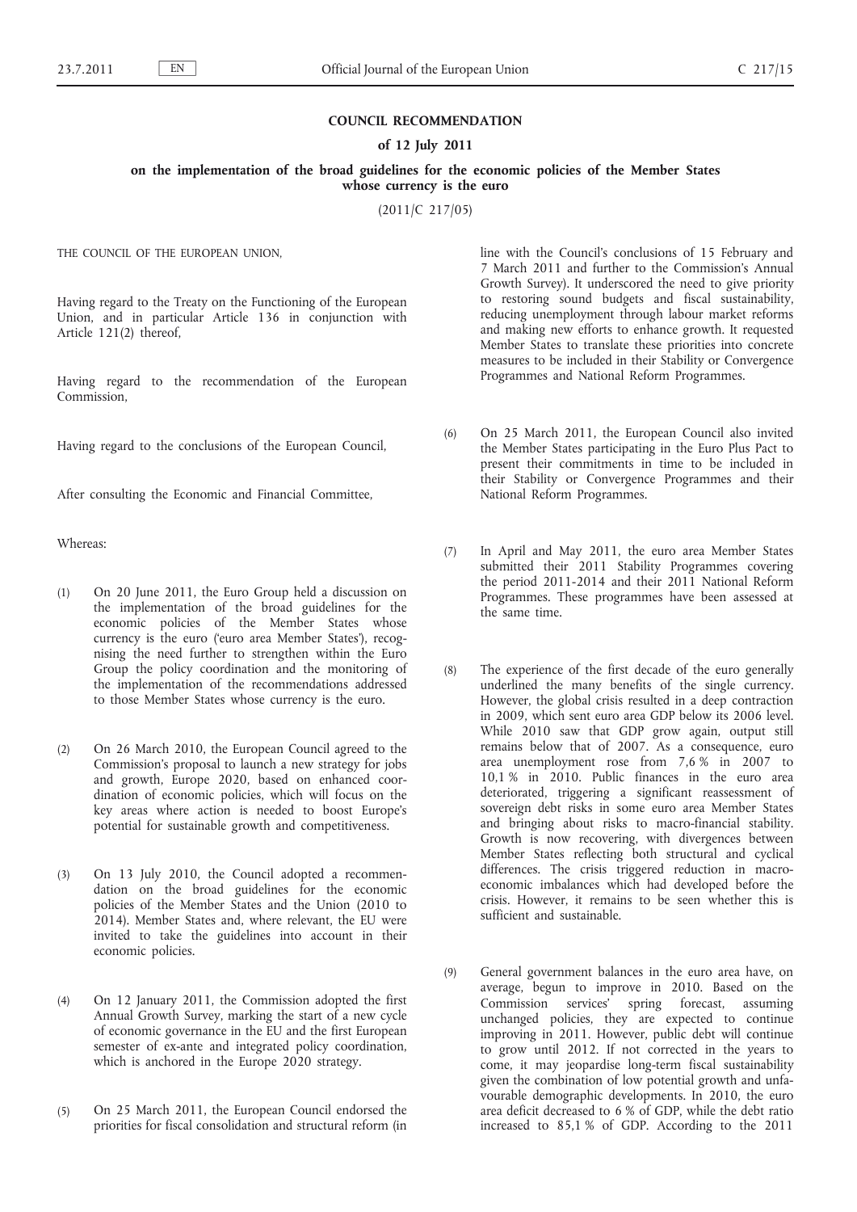# COUNCIL RECOMMENDATION

## of 12 July 2011

## on the implementation of the broad guidelines for the economic policies of the Member States whose currency is the euro

(2011/C 217/05)

THE COUNCIL OF THE EUROPEAN UNION,

Having regard to the Treaty on the Functioning of the European Union, and in particular Article 136 in conjunction with Article 121(2) thereof,

Having regard to the recommendation of the European Commission,

Having regard to the conclusions of the European Council,

After consulting the Economic and Financial Committee,

Whereas:

(1) On 20 June 2011, the Euro Group held a discussion on the implementation of the broad guidelines for the economic policies of the Member States whose currency is the euro ('euro area Member States'), recognising the need further to strengthen within the Euro Group the policy coordination and the monitoring of the implementation of the recommendations addressed to those Member States whose currency is the euro.

(2) On 26 March 2010, the European Council agreed to the Commission's proposal to launch a new strategy for jobs and growth, Europe 2020, based on enhanced coordination of economic policies, which will focus on the key areas where action is needed to boost Europe's potential for sustainable growth and competitiveness.

(3) On 13 July 2010, the Council adopted a recommendation on the broad guidelines for the economic policies of the Member States and the Union (2010 to 2014). Member States and, where relevant, the EU were invited to take the guidelines into account in their economic policies.

(4) On 12 January 2011, the Commission adopted the first Annual Growth Survey, marking the start of a new cycle of economic governance in the EU and the first European semester of ex-ante and integrated policy coordination, which is anchored in the Europe 2020 strategy.

(5) On 25 March 2011, the European Council endorsed the priorities for fiscal consolidation and structural reform (in line with the Council's conclusions of 15 February and 7 March 2011 and further to the Commission's Annual Growth Survey). It underscored the need to give priority to restoring sound budgets and fiscal sustainability, reducing unemployment through labour market reforms and making new efforts to enhance growth. It requested Member States to translate these priorities into concrete measures to be included in their Stability or Convergence Programmes and National Reform Programmes.

(6) On 25 March 2011, the European Council also invited the Member States participating in the Euro Plus Pact to present their commitments in time to be included in their Stability or Convergence Programmes and their National Reform Programmes.

(7) In April and May 2011, the euro area Member States submitted their 2011 Stability Programmes covering the period 2011-2014 and their 2011 National Reform Programmes. These programmes have been assessed at the same time.

(8) The experience of the first decade of the euro generally underlined the many benefits of the single currency. However, the global crisis resulted in a deep contraction in 2009, which sent euro area GDP below its 2006 level. While 2010 saw that GDP grow again, output still remains below that of 2007. As a consequence, euro area unemployment rose from 7,6 % in 2007 to 10,1 % in 2010. Public finances in the euro area deteriorated, triggering a significant reassessment of sovereign debt risks in some euro area Member States and bringing about risks to macro-financial stability. Growth is now recovering, with divergences between Member States reflecting both structural and cyclical differences. The crisis triggered reduction in macroeconomic imbalances which had developed before the crisis. However, it remains to be seen whether this is sufficient and sustainable.

(9) General government balances in the euro area have, on average, begun to improve in 2010. Based on the Commission services' spring forecast, assuming unchanged policies, they are expected to continue improving in 2011. However, public debt will continue to grow until 2012. If not corrected in the years to come, it may jeopardise long-term fiscal sustainability given the combination of low potential growth and unfavourable demographic developments. In 2010, the euro area deficit decreased to 6 % of GDP, while the debt ratio increased to 85,1 % of GDP. According to the 2011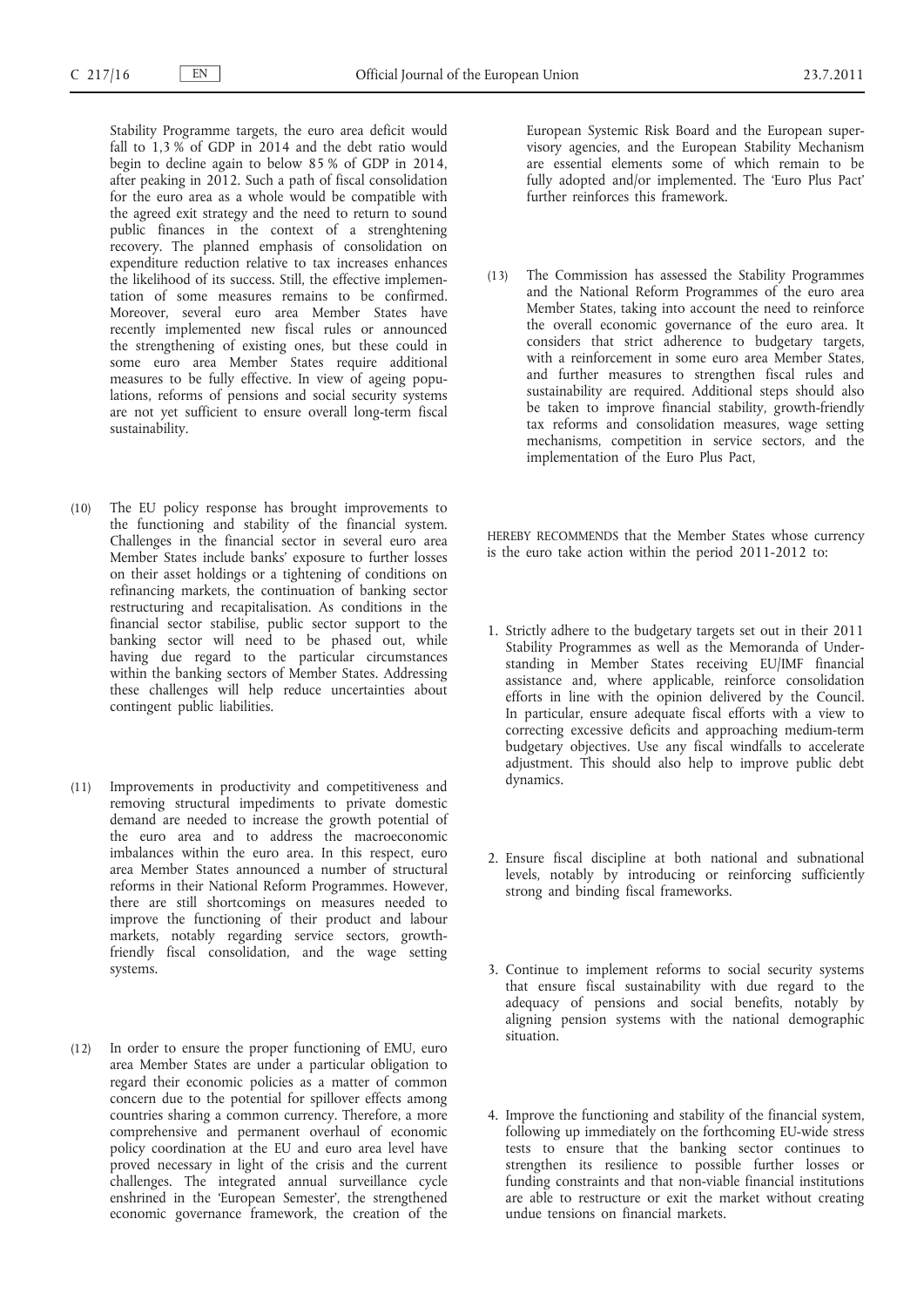Stability Programme targets, the euro area deficit would fall to 1,3 % of GDP in 2014 and the debt ratio would begin to decline again to below 85 % of GDP in 2014, after peaking in 2012. Such a path of fiscal consolidation for the euro area as a whole would be compatible with the agreed exit strategy and the need to return to sound public finances in the context of a strenghtening recovery. The planned emphasis of consolidation on expenditure reduction relative to tax increases enhances the likelihood of its success. Still, the effective implementation of some measures remains to be confirmed. Moreover, several euro area Member States have recently implemented new fiscal rules or announced the strengthening of existing ones, but these could in some euro area Member States require additional measures to be fully effective. In view of ageing populations, reforms of pensions and social security systems are not yet sufficient to ensure overall long-term fiscal sustainability.

(10) The EU policy response has brought improvements to the functioning and stability of the financial system. Challenges in the financial sector in several euro area Member States include banks' exposure to further losses on their asset holdings or a tightening of conditions on refinancing markets, the continuation of banking sector restructuring and recapitalisation. As conditions in the financial sector stabilise, public sector support to the banking sector will need to be phased out, while having due regard to the particular circumstances within the banking sectors of Member States. Addressing these challenges will help reduce uncertainties about contingent public liabilities.

(11) Improvements in productivity and competitiveness and removing structural impediments to private domestic demand are needed to increase the growth potential of the euro area and to address the macroeconomic imbalances within the euro area. In this respect, euro area Member States announced a number of structural reforms in their National Reform Programmes. However, there are still shortcomings on measures needed to improve the functioning of their product and labour markets, notably regarding service sectors, growth-friendly fiscal consolidation, and the wage setting systems.

(12) In order to ensure the proper functioning of EMU, euro area Member States are under a particular obligation to regard their economic policies as a matter of common concern due to the potential for spillover effects among countries sharing a common currency. Therefore, a more comprehensive and permanent overhaul of economic policy coordination at the EU and euro area level have proved necessary in light of the crisis and the current challenges. The integrated annual surveillance cycle enshrined in the 'European Semester', the strengthened economic governance framework, the creation of the European Systemic Risk Board and the European supervisory agencies, and the European Stability Mechanism are essential elements some of which remain to be fully adopted and/or implemented. The 'Euro Plus Pact' further reinforces this framework.

(13) The Commission has assessed the Stability Programmes and the National Reform Programmes of the euro area Member States, taking into account the need to reinforce the overall economic governance of the euro area. It considers that strict adherence to budgetary targets, with a reinforcement in some euro area Member States, and further measures to strengthen fiscal rules and sustainability are required. Additional steps should also be taken to improve financial stability, growth-friendly tax reforms and consolidation measures, wage setting mechanisms, competition in service sectors, and the implementation of the Euro Plus Pact,

HEREBY RECOMMENDS that the Member States whose currency is the euro take action within the period 2011-2012 to:

1. Strictly adhere to the budgetary targets set out in their 2011 Stability Programmes as well as the Memoranda of Understanding in Member States receiving EU/IMF financial assistance and, where applicable, reinforce consolidation efforts in line with the opinion delivered by the Council. In particular, ensure adequate fiscal efforts with a view to correcting excessive deficits and approaching medium-term budgetary objectives. Use any fiscal windfalls to accelerate adjustment. This should also help to improve public debt dynamics.

2. Ensure fiscal discipline at both national and subnational levels, notably by introducing or reinforcing sufficiently strong and binding fiscal frameworks.

3. Continue to implement reforms to social security systems that ensure fiscal sustainability with due regard to the adequacy of pensions and social benefits, notably by aligning pension systems with the national demographic situation.

4. Improve the functioning and stability of the financial system, following up immediately on the forthcoming EU-wide stress tests to ensure that the banking sector continues to strengthen its resilience to possible further losses or funding constraints and that non-viable financial institutions are able to restructure or exit the market without creating undue tensions on financial markets.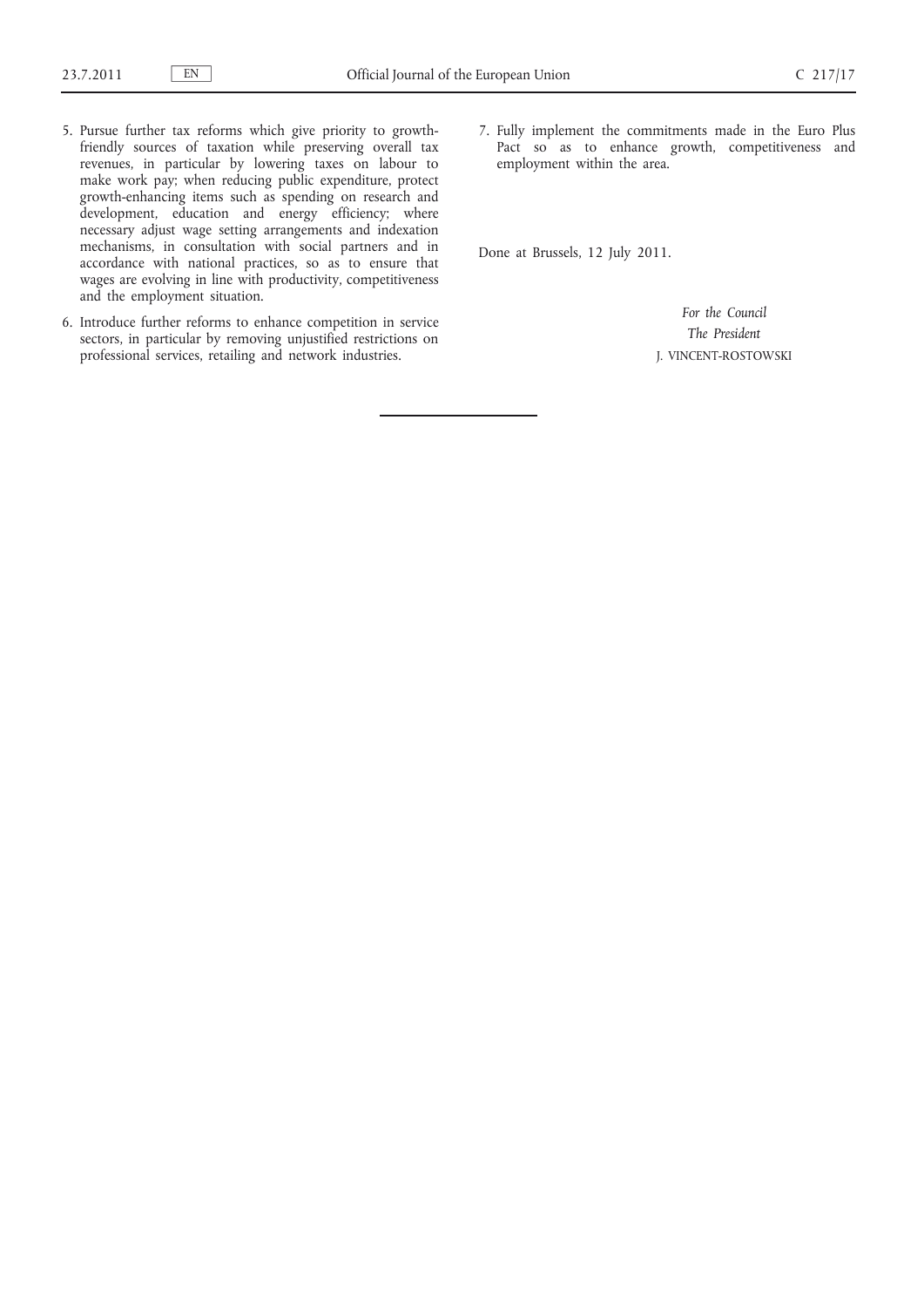5. Pursue further tax reforms which give priority to growth-friendly sources of taxation while preserving overall tax revenues, in particular by lowering taxes on labour to make work pay; when reducing public expenditure, protect growth-enhancing items such as spending on research and development, education and energy efficiency; where necessary adjust wage setting arrangements and indexation mechanisms, in consultation with social partners and in accordance with national practices, so as to ensure that wages are evolving in line with productivity, competitiveness and the employment situation.

6. Introduce further reforms to enhance competition in service sectors, in particular by removing unjustified restrictions on professional services, retailing and network industries.

7. Fully implement the commitments made in the Euro Plus Pact so as to enhance growth, competitiveness and employment within the area.

Done at Brussels, 12 July 2011.

*For the Council*

*The President*

J. VINCENT-ROSTOWSKI